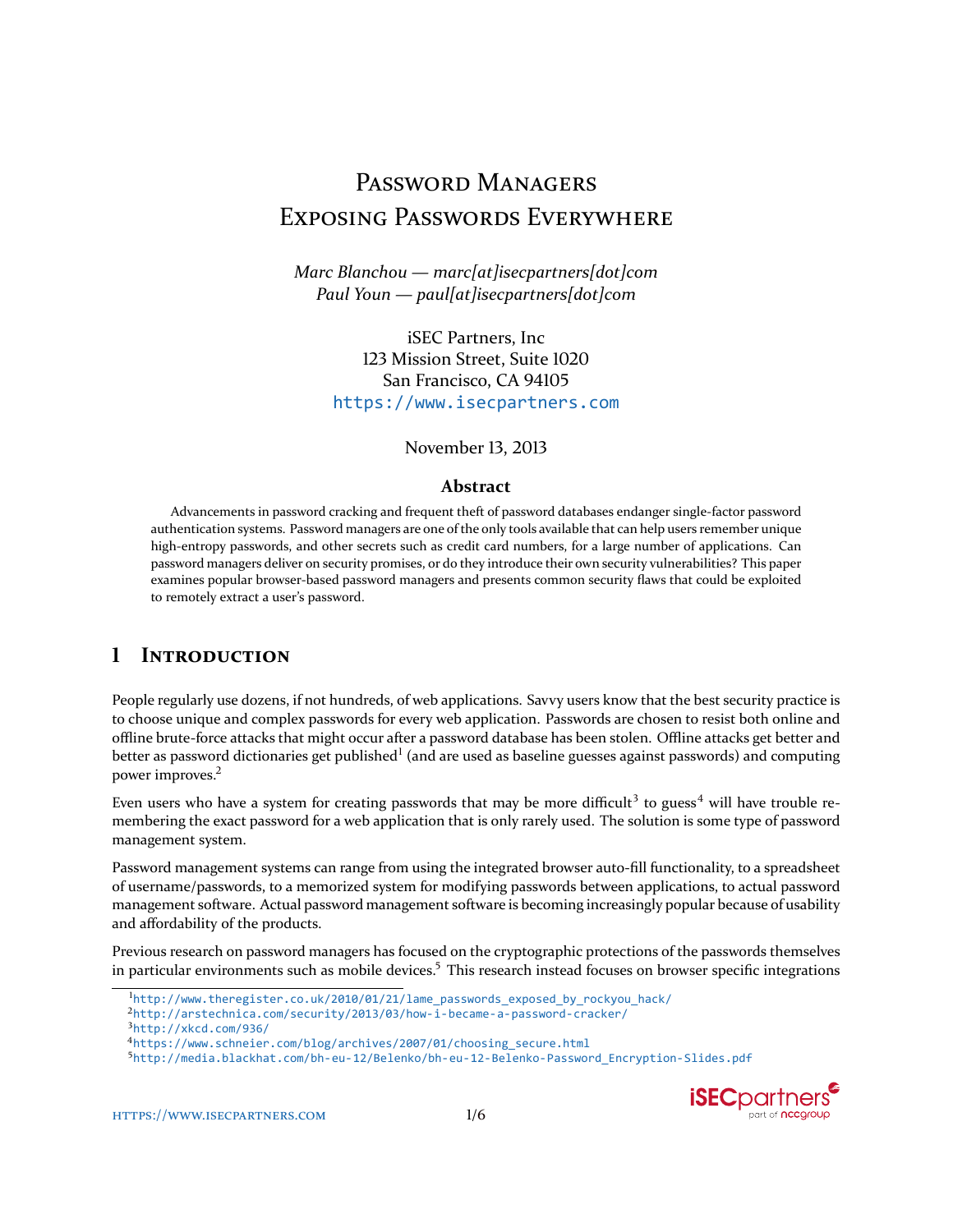# Password Managers
# Exposing Passwords Everywhere

*Marc Blanchou — marc[at]isecpartners[dot]com*
*Paul Youn — paul[at]isecpartners[dot]com*

iSEC Partners, Inc
123 Mission Street, Suite 1020
San Francisco, CA 94105
https://www.isecpartners.com

November 13, 2013

### Abstract

Advancements in password cracking and frequent theft of password databases endanger single-factor password authentication systems. Password managers are one of the only tools available that can help users remember unique high-entropy passwords, and other secrets such as credit card numbers, for a large number of applications. Can password managers deliver on security promises, or do they introduce their own security vulnerabilities? This paper examines popular browser-based password managers and presents common security flaws that could be exploited to remotely extract a user's password.

## 1 Introduction

People regularly use dozens, if not hundreds, of web applications. Savvy users know that the best security practice is to choose unique and complex passwords for every web application. Passwords are chosen to resist both online and offline brute-force attacks that might occur after a password database has been stolen. Offline attacks get better and better as password dictionaries get published[1] (and are used as baseline guesses against passwords) and computing power improves.[2]

Even users who have a system for creating passwords that may be more difficult[3] to guess[4] will have trouble remembering the exact password for a web application that is only rarely used. The solution is some type of password management system.

Password management systems can range from using the integrated browser auto-fill functionality, to a spreadsheet of username/passwords, to a memorized system for modifying passwords between applications, to actual password management software. Actual password management software is becoming increasingly popular because of usability and affordability of the products.

Previous research on password managers has focused on the cryptographic protections of the passwords themselves in particular environments such as mobile devices.[5] This research instead focuses on browser specific integrations

---

[1] http://www.theregister.co.uk/2010/01/21/lame_passwords_exposed_by_rockyou_hack/
[2] http://arstechnica.com/security/2013/03/how-i-became-a-password-cracker/
[3] http://xkcd.com/936/
[4] https://www.schneier.com/blog/archives/2007/01/choosing_secure.html
[5] http://media.blackhat.com/bh-eu-12/Belenko/bh-eu-12-Belenko-Password_Encryption-Slides.pdf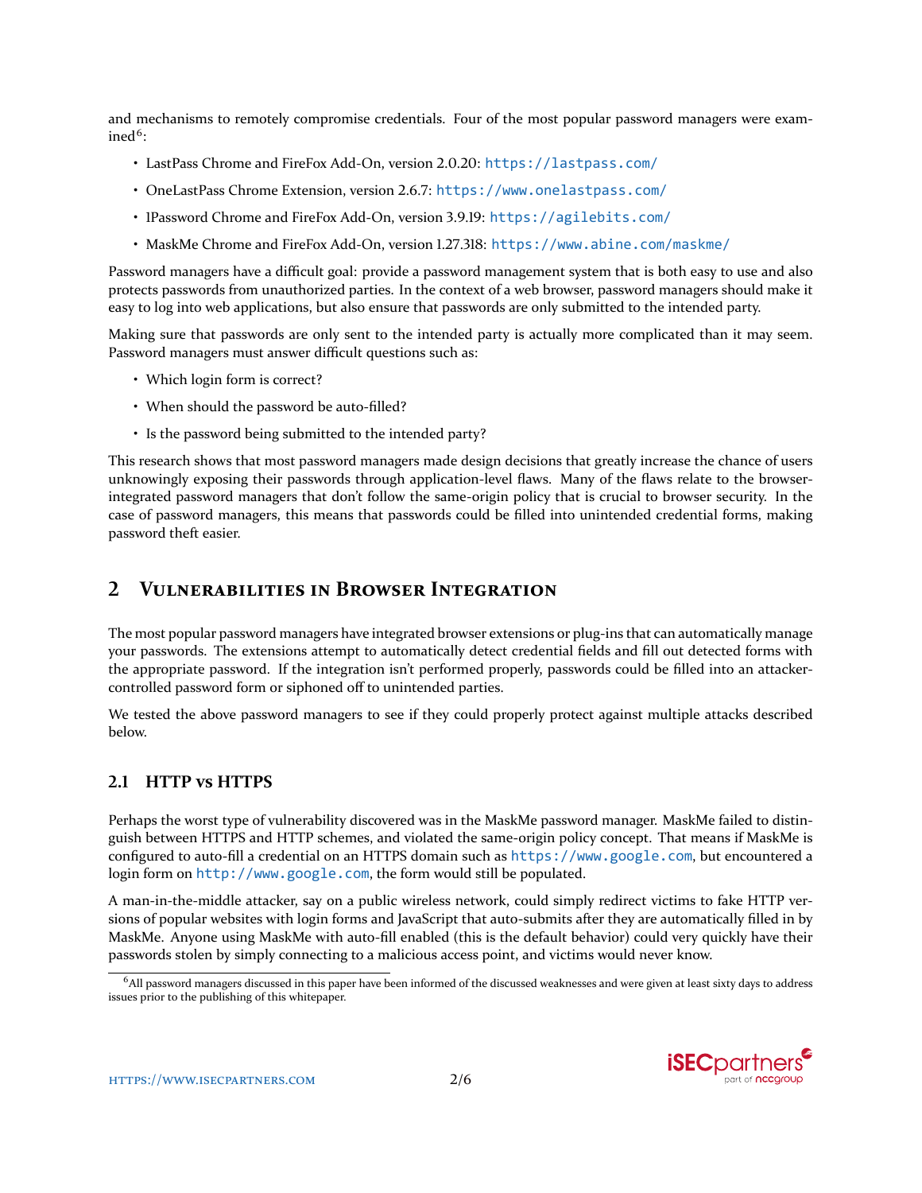and mechanisms to remotely compromise credentials. Four of the most popular password managers were examined[6]:

- LastPass Chrome and FireFox Add-On, version 2.0.20: https://lastpass.com/
- OneLastPass Chrome Extension, version 2.6.7: https://www.onelastpass.com/
- 1Password Chrome and FireFox Add-On, version 3.9.19: https://agilebits.com/
- MaskMe Chrome and FireFox Add-On, version 1.27.318: https://www.abine.com/maskme/

Password managers have a difficult goal: provide a password management system that is both easy to use and also protects passwords from unauthorized parties. In the context of a web browser, password managers should make it easy to log into web applications, but also ensure that passwords are only submitted to the intended party.

Making sure that passwords are only sent to the intended party is actually more complicated than it may seem. Password managers must answer difficult questions such as:

- Which login form is correct?
- When should the password be auto-filled?
- Is the password being submitted to the intended party?

This research shows that most password managers made design decisions that greatly increase the chance of users unknowingly exposing their passwords through application-level flaws. Many of the flaws relate to the browser-integrated password managers that don't follow the same-origin policy that is crucial to browser security. In the case of password managers, this means that passwords could be filled into unintended credential forms, making password theft easier.

## 2 Vulnerabilities in Browser Integration

The most popular password managers have integrated browser extensions or plug-ins that can automatically manage your passwords. The extensions attempt to automatically detect credential fields and fill out detected forms with the appropriate password. If the integration isn't performed properly, passwords could be filled into an attacker-controlled password form or siphoned off to unintended parties.

We tested the above password managers to see if they could properly protect against multiple attacks described below.

### 2.1 HTTP vs HTTPS

Perhaps the worst type of vulnerability discovered was in the MaskMe password manager. MaskMe failed to distinguish between HTTPS and HTTP schemes, and violated the same-origin policy concept. That means if MaskMe is configured to auto-fill a credential on an HTTPS domain such as https://www.google.com, but encountered a login form on http://www.google.com, the form would still be populated.

A man-in-the-middle attacker, say on a public wireless network, could simply redirect victims to fake HTTP versions of popular websites with login forms and JavaScript that auto-submits after they are automatically filled in by MaskMe. Anyone using MaskMe with auto-fill enabled (this is the default behavior) could very quickly have their passwords stolen by simply connecting to a malicious access point, and victims would never know.

[6] All password managers discussed in this paper have been informed of the discussed weaknesses and were given at least sixty days to address issues prior to the publishing of this whitepaper.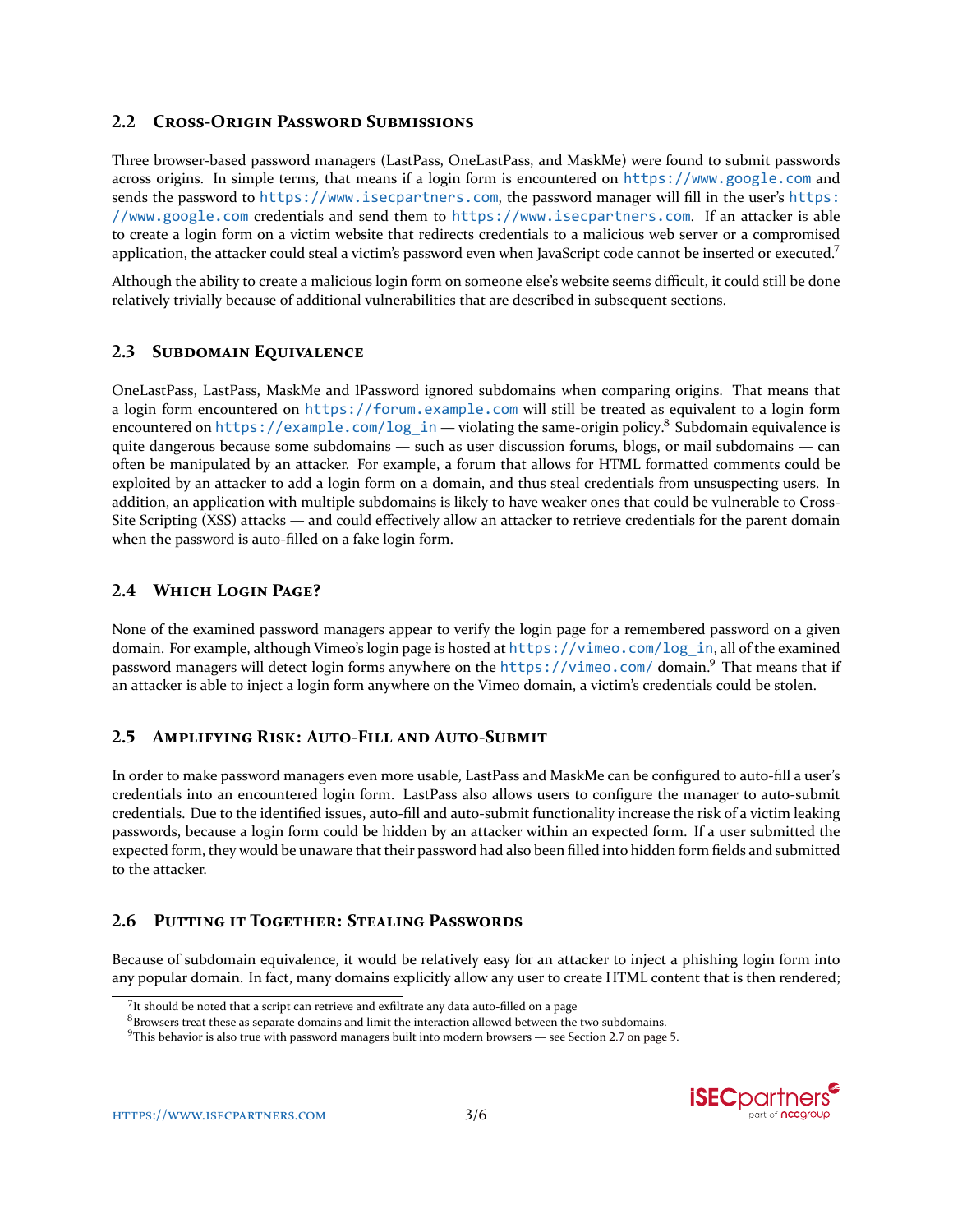## 2.2 Cross-Origin Password Submissions

Three browser-based password managers (LastPass, OneLastPass, and MaskMe) were found to submit passwords across origins. In simple terms, that means if a login form is encountered on https://www.google.com and sends the password to https://www.isecpartners.com, the password manager will fill in the user's https://www.google.com credentials and send them to https://www.isecpartners.com. If an attacker is able to create a login form on a victim website that redirects credentials to a malicious web server or a compromised application, the attacker could steal a victim's password even when JavaScript code cannot be inserted or executed.[7]

Although the ability to create a malicious login form on someone else's website seems difficult, it could still be done relatively trivially because of additional vulnerabilities that are described in subsequent sections.

## 2.3 Subdomain Equivalence

OneLastPass, LastPass, MaskMe and 1Password ignored subdomains when comparing origins. That means that a login form encountered on https://forum.example.com will still be treated as equivalent to a login form encountered on https://example.com/log_in — violating the same-origin policy.[8] Subdomain equivalence is quite dangerous because some subdomains — such as user discussion forums, blogs, or mail subdomains — can often be manipulated by an attacker. For example, a forum that allows for HTML formatted comments could be exploited by an attacker to add a login form on a domain, and thus steal credentials from unsuspecting users. In addition, an application with multiple subdomains is likely to have weaker ones that could be vulnerable to Cross-Site Scripting (XSS) attacks — and could effectively allow an attacker to retrieve credentials for the parent domain when the password is auto-filled on a fake login form.

## 2.4 Which Login Page?

None of the examined password managers appear to verify the login page for a remembered password on a given domain. For example, although Vimeo's login page is hosted at https://vimeo.com/log_in, all of the examined password managers will detect login forms anywhere on the https://vimeo.com/ domain.[9] That means that if an attacker is able to inject a login form anywhere on the Vimeo domain, a victim's credentials could be stolen.

## 2.5 Amplifying Risk: Auto-Fill and Auto-Submit

In order to make password managers even more usable, LastPass and MaskMe can be configured to auto-fill a user's credentials into an encountered login form. LastPass also allows users to configure the manager to auto-submit credentials. Due to the identified issues, auto-fill and auto-submit functionality increase the risk of a victim leaking passwords, because a login form could be hidden by an attacker within an expected form. If a user submitted the expected form, they would be unaware that their password had also been filled into hidden form fields and submitted to the attacker.

## 2.6 Putting it Together: Stealing Passwords

Because of subdomain equivalence, it would be relatively easy for an attacker to inject a phishing login form into any popular domain. In fact, many domains explicitly allow any user to create HTML content that is then rendered;

[7] It should be noted that a script can retrieve and exfiltrate any data auto-filled on a page

[8] Browsers treat these as separate domains and limit the interaction allowed between the two subdomains.

[9] This behavior is also true with password managers built into modern browsers — see Section 2.7 on page 5.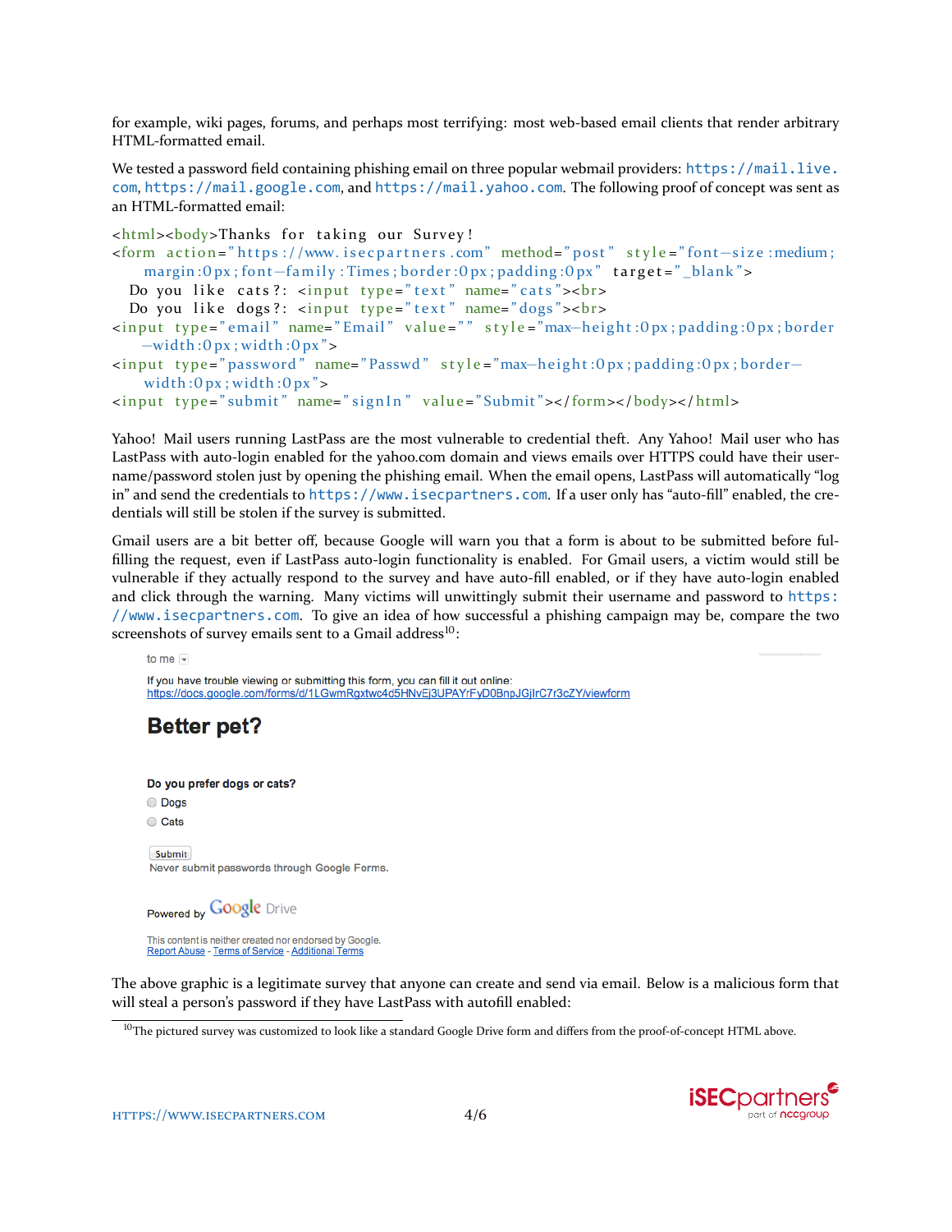for example, wiki pages, forums, and perhaps most terrifying: most web-based email clients that render arbitrary HTML-formatted email.

We tested a password field containing phishing email on three popular webmail providers: https://mail.live.com, https://mail.google.com, and https://mail.yahoo.com. The following proof of concept was sent as an HTML-formatted email:

```
<html><body>Thanks for taking our Survey!
<form action="https://www.isecpartners.com" method="post" style="font-size:medium;
    margin:0px;font-family:Times;border:0px;padding:0px" target="_blank">
  Do you like cats?: <input type="text" name="cats"><br>
  Do you like dogs?: <input type="text" name="dogs"><br>
<input type="email" name="Email" value="" style="max-height:0px;padding:0px;border
    -width:0px;width:0px">
<input type="password" name="Passwd" style="max-height:0px;padding:0px;border-
    width:0px;width:0px">
<input type="submit" name="signIn" value="Submit"></form></body></html>
```

Yahoo! Mail users running LastPass are the most vulnerable to credential theft. Any Yahoo! Mail user who has LastPass with auto-login enabled for the yahoo.com domain and views emails over HTTPS could have their username/password stolen just by opening the phishing email. When the email opens, LastPass will automatically "log in" and send the credentials to https://www.isecpartners.com. If a user only has "auto-fill" enabled, the credentials will still be stolen if the survey is submitted.

Gmail users are a bit better off, because Google will warn you that a form is about to be submitted before fulfilling the request, even if LastPass auto-login functionality is enabled. For Gmail users, a victim would still be vulnerable if they actually respond to the survey and have auto-fill enabled, or if they have auto-login enabled and click through the warning. Many victims will unwittingly submit their username and password to https://www.isecpartners.com. To give an idea of how successful a phishing campaign may be, compare the two screenshots of survey emails sent to a Gmail address[10]:

to me

If you have trouble viewing or submitting this form, you can fill it out online:
https://docs.google.com/forms/d/1LGwmRgxtwc4d5HNvEj3UPAYrFyD0BnpJGjlrC7r3cZY/viewform

**Better pet?**

**Do you prefer dogs or cats?**

Dogs

Cats

Submit

Never submit passwords through Google Forms.

Powered by Google Drive

This content is neither created nor endorsed by Google.
Report Abuse - Terms of Service - Additional Terms

The above graphic is a legitimate survey that anyone can create and send via email. Below is a malicious form that will steal a person's password if they have LastPass with autofill enabled:

[10] The pictured survey was customized to look like a standard Google Drive form and differs from the proof-of-concept HTML above.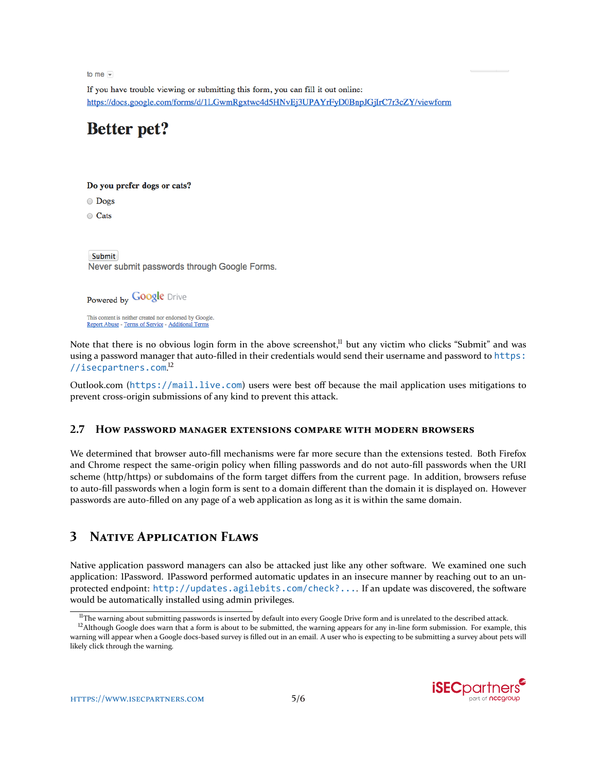to me

If you have trouble viewing or submitting this form, you can fill it out online:
https://docs.google.com/forms/d/1LGwmRgxtwc4d5HNvEj3UPAYrFyD0BnpJGjlrC7r3cZY/viewform

**Better pet?**

**Do you prefer dogs or cats?**

- Dogs
- Cats

Submit
Never submit passwords through Google Forms.

Powered by Google Drive

This content is neither created nor endorsed by Google.
Report Abuse - Terms of Service - Additional Terms

Note that there is no obvious login form in the above screenshot,[11] but any victim who clicks "Submit" and was using a password manager that auto-filled in their credentials would send their username and password to `https://isecpartners.com`.[12]

Outlook.com (`https://mail.live.com`) users were best off because the mail application uses mitigations to prevent cross-origin submissions of any kind to prevent this attack.

### 2.7 How password manager extensions compare with modern browsers

We determined that browser auto-fill mechanisms were far more secure than the extensions tested. Both Firefox and Chrome respect the same-origin policy when filling passwords and do not auto-fill passwords when the URI scheme (http/https) or subdomains of the form target differs from the current page. In addition, browsers refuse to auto-fill passwords when a login form is sent to a domain different than the domain it is displayed on. However passwords are auto-filled on any page of a web application as long as it is within the same domain.

## 3 Native Application Flaws

Native application password managers can also be attacked just like any other software. We examined one such application: 1Password. 1Password performed automatic updates in an insecure manner by reaching out to an unprotected endpoint: `http://updates.agilebits.com/check?...`. If an update was discovered, the software would be automatically installed using admin privileges.

[11] The warning about submitting passwords is inserted by default into every Google Drive form and is unrelated to the described attack.

[12] Although Google does warn that a form is about to be submitted, the warning appears for any in-line form submission. For example, this warning will appear when a Google docs-based survey is filled out in an email. A user who is expecting to be submitting a survey about pets will likely click through the warning.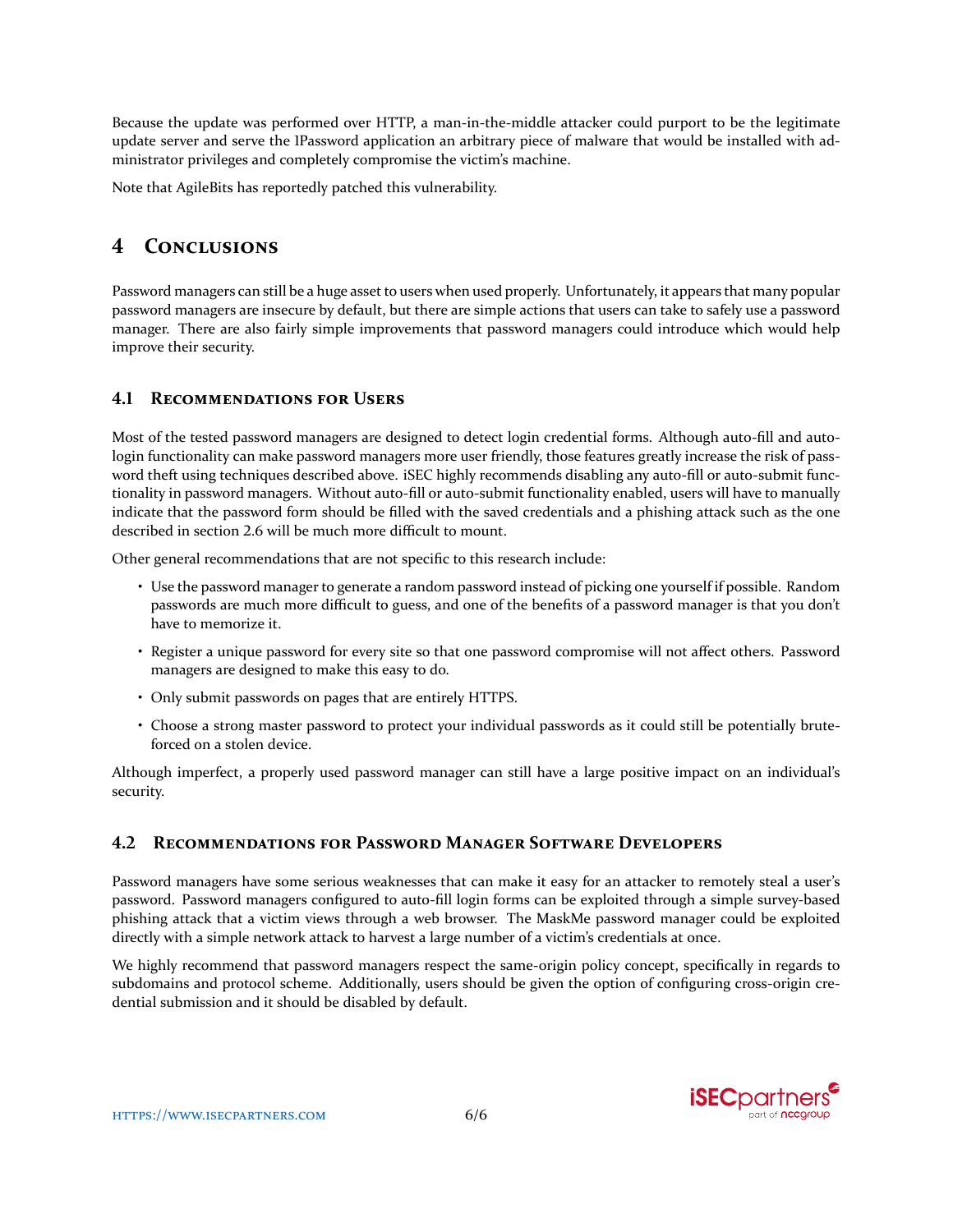Because the update was performed over HTTP, a man-in-the-middle attacker could purport to be the legitimate update server and serve the 1Password application an arbitrary piece of malware that would be installed with administrator privileges and completely compromise the victim's machine.

Note that AgileBits has reportedly patched this vulnerability.

# 4 Conclusions

Password managers can still be a huge asset to users when used properly. Unfortunately, it appears that many popular password managers are insecure by default, but there are simple actions that users can take to safely use a password manager. There are also fairly simple improvements that password managers could introduce which would help improve their security.

## 4.1 Recommendations for Users

Most of the tested password managers are designed to detect login credential forms. Although auto-fill and auto-login functionality can make password managers more user friendly, those features greatly increase the risk of password theft using techniques described above. iSEC highly recommends disabling any auto-fill or auto-submit functionality in password managers. Without auto-fill or auto-submit functionality enabled, users will have to manually indicate that the password form should be filled with the saved credentials and a phishing attack such as the one described in section 2.6 will be much more difficult to mount.

Other general recommendations that are not specific to this research include:

- Use the password manager to generate a random password instead of picking one yourself if possible. Random passwords are much more difficult to guess, and one of the benefits of a password manager is that you don't have to memorize it.
- Register a unique password for every site so that one password compromise will not affect others. Password managers are designed to make this easy to do.
- Only submit passwords on pages that are entirely HTTPS.
- Choose a strong master password to protect your individual passwords as it could still be potentially brute-forced on a stolen device.

Although imperfect, a properly used password manager can still have a large positive impact on an individual's security.

## 4.2 Recommendations for Password Manager Software Developers

Password managers have some serious weaknesses that can make it easy for an attacker to remotely steal a user's password. Password managers configured to auto-fill login forms can be exploited through a simple survey-based phishing attack that a victim views through a web browser. The MaskMe password manager could be exploited directly with a simple network attack to harvest a large number of a victim's credentials at once.

We highly recommend that password managers respect the same-origin policy concept, specifically in regards to subdomains and protocol scheme. Additionally, users should be given the option of configuring cross-origin credential submission and it should be disabled by default.